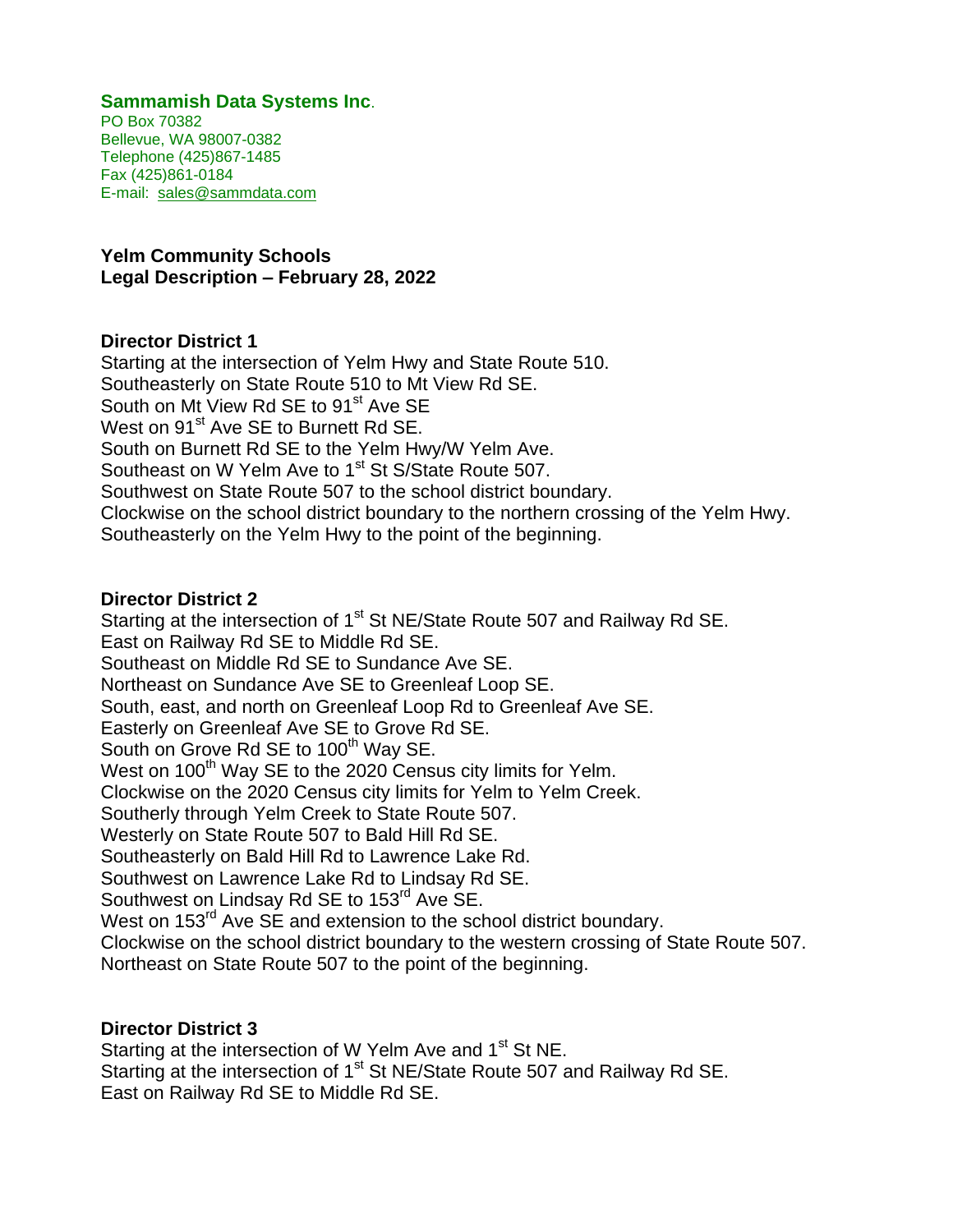**Sammamish Data Systems Inc.**
PO Box 70382
Bellevue, WA 98007-0382
Telephone (425)867-1485
Fax (425)861-0184
E-mail: sales@sammdata.com

**Yelm Community Schools**
**Legal Description – February 28, 2022**

**Director District 1**

Starting at the intersection of Yelm Hwy and State Route 510.
Southeasterly on State Route 510 to Mt View Rd SE.
South on Mt View Rd SE to 91st Ave SE
West on 91st Ave SE to Burnett Rd SE.
South on Burnett Rd SE to the Yelm Hwy/W Yelm Ave.
Southeast on W Yelm Ave to 1st St S/State Route 507.
Southwest on State Route 507 to the school district boundary.
Clockwise on the school district boundary to the northern crossing of the Yelm Hwy.
Southeasterly on the Yelm Hwy to the point of the beginning.

**Director District 2**

Starting at the intersection of 1st St NE/State Route 507 and Railway Rd SE.
East on Railway Rd SE to Middle Rd SE.
Southeast on Middle Rd SE to Sundance Ave SE.
Northeast on Sundance Ave SE to Greenleaf Loop SE.
South, east, and north on Greenleaf Loop Rd to Greenleaf Ave SE.
Easterly on Greenleaf Ave SE to Grove Rd SE.
South on Grove Rd SE to 100th Way SE.
West on 100th Way SE to the 2020 Census city limits for Yelm.
Clockwise on the 2020 Census city limits for Yelm to Yelm Creek.
Southerly through Yelm Creek to State Route 507.
Westerly on State Route 507 to Bald Hill Rd SE.
Southeasterly on Bald Hill Rd to Lawrence Lake Rd.
Southwest on Lawrence Lake Rd to Lindsay Rd SE.
Southwest on Lindsay Rd SE to 153rd Ave SE.
West on 153rd Ave SE and extension to the school district boundary.
Clockwise on the school district boundary to the western crossing of State Route 507.
Northeast on State Route 507 to the point of the beginning.

**Director District 3**

Starting at the intersection of W Yelm Ave and 1st St NE.
Starting at the intersection of 1st St NE/State Route 507 and Railway Rd SE.
East on Railway Rd SE to Middle Rd SE.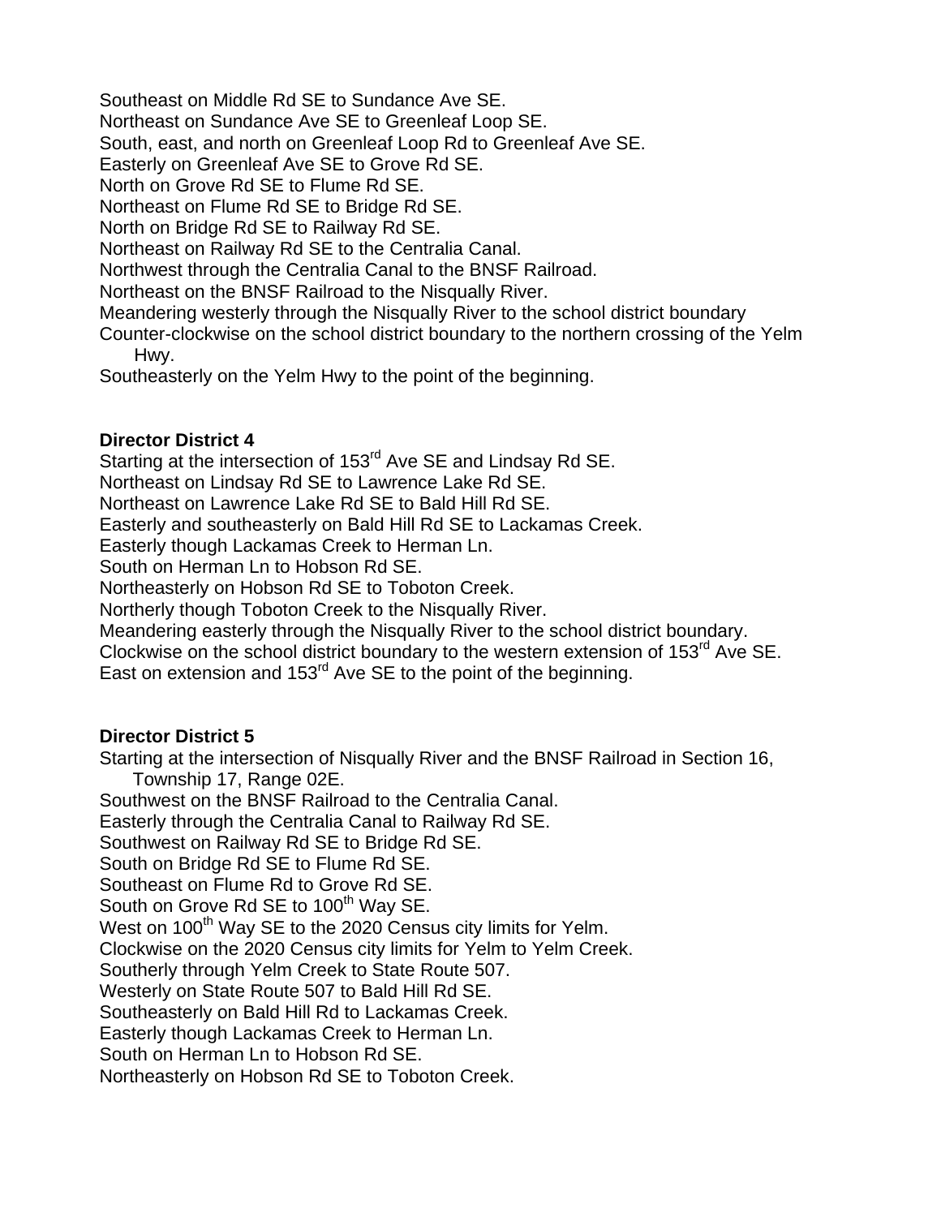Southeast on Middle Rd SE to Sundance Ave SE.
Northeast on Sundance Ave SE to Greenleaf Loop SE.
South, east, and north on Greenleaf Loop Rd to Greenleaf Ave SE.
Easterly on Greenleaf Ave SE to Grove Rd SE.
North on Grove Rd SE to Flume Rd SE.
Northeast on Flume Rd SE to Bridge Rd SE.
North on Bridge Rd SE to Railway Rd SE.
Northeast on Railway Rd SE to the Centralia Canal.
Northwest through the Centralia Canal to the BNSF Railroad.
Northeast on the BNSF Railroad to the Nisqually River.
Meandering westerly through the Nisqually River to the school district boundary
Counter-clockwise on the school district boundary to the northern crossing of the Yelm Hwy.
Southeasterly on the Yelm Hwy to the point of the beginning.

**Director District 4**

Starting at the intersection of 153rd Ave SE and Lindsay Rd SE.
Northeast on Lindsay Rd SE to Lawrence Lake Rd SE.
Northeast on Lawrence Lake Rd SE to Bald Hill Rd SE.
Easterly and southeasterly on Bald Hill Rd SE to Lackamas Creek.
Easterly though Lackamas Creek to Herman Ln.
South on Herman Ln to Hobson Rd SE.
Northeasterly on Hobson Rd SE to Toboton Creek.
Northerly though Toboton Creek to the Nisqually River.
Meandering easterly through the Nisqually River to the school district boundary.
Clockwise on the school district boundary to the western extension of 153rd Ave SE.
East on extension and 153rd Ave SE to the point of the beginning.

**Director District 5**

Starting at the intersection of Nisqually River and the BNSF Railroad in Section 16, Township 17, Range 02E.
Southwest on the BNSF Railroad to the Centralia Canal.
Easterly through the Centralia Canal to Railway Rd SE.
Southwest on Railway Rd SE to Bridge Rd SE.
South on Bridge Rd SE to Flume Rd SE.
Southeast on Flume Rd to Grove Rd SE.
South on Grove Rd SE to 100th Way SE.
West on 100th Way SE to the 2020 Census city limits for Yelm.
Clockwise on the 2020 Census city limits for Yelm to Yelm Creek.
Southerly through Yelm Creek to State Route 507.
Westerly on State Route 507 to Bald Hill Rd SE.
Southeasterly on Bald Hill Rd to Lackamas Creek.
Easterly though Lackamas Creek to Herman Ln.
South on Herman Ln to Hobson Rd SE.
Northeasterly on Hobson Rd SE to Toboton Creek.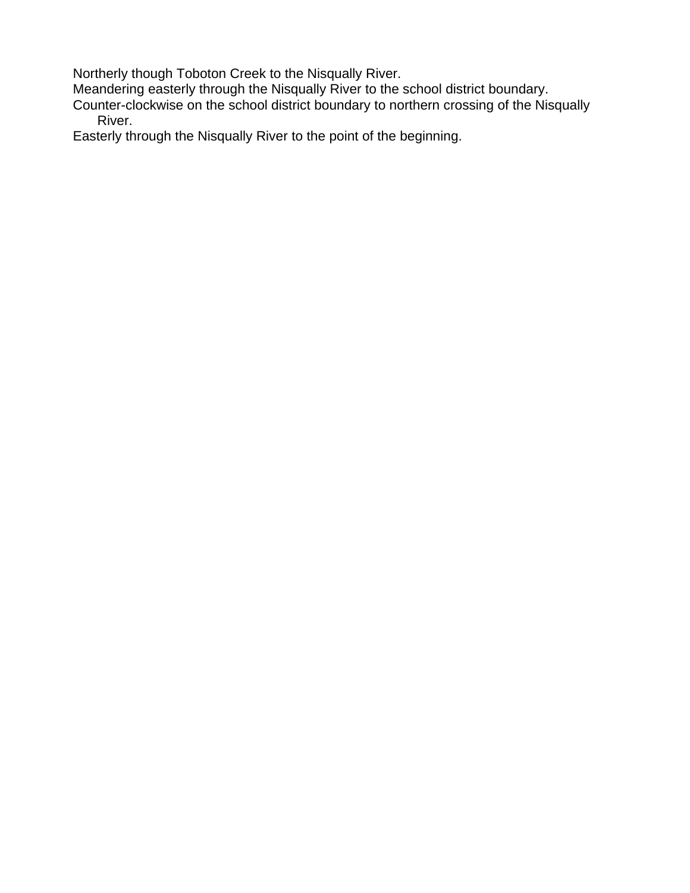Northerly though Toboton Creek to the Nisqually River.
Meandering easterly through the Nisqually River to the school district boundary.
Counter-clockwise on the school district boundary to northern crossing of the Nisqually River.
Easterly through the Nisqually River to the point of the beginning.